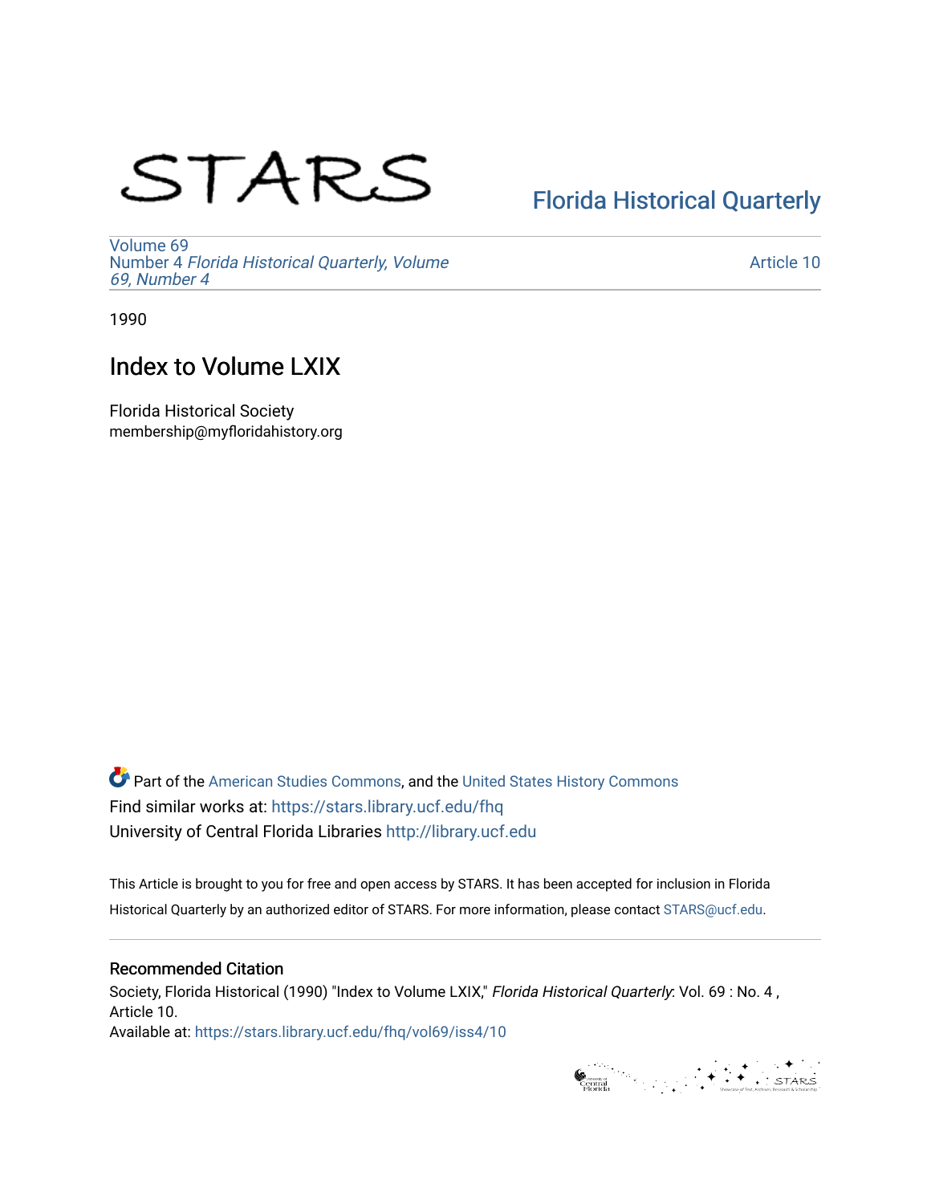# STARS

Florida Historical Quarterly

Volume 69
Number 4 *Florida Historical Quarterly, Volume 69, Number 4*

Article 10

1990

## Index to Volume LXIX

Florida Historical Society
membership@myfloridahistory.org

Part of the American Studies Commons, and the United States History Commons
Find similar works at: https://stars.library.ucf.edu/fhq
University of Central Florida Libraries http://library.ucf.edu

This Article is brought to you for free and open access by STARS. It has been accepted for inclusion in Florida Historical Quarterly by an authorized editor of STARS. For more information, please contact STARS@ucf.edu.

### Recommended Citation

Society, Florida Historical (1990) "Index to Volume LXIX," *Florida Historical Quarterly*: Vol. 69 : No. 4 , Article 10.
Available at: https://stars.library.ucf.edu/fhq/vol69/iss4/10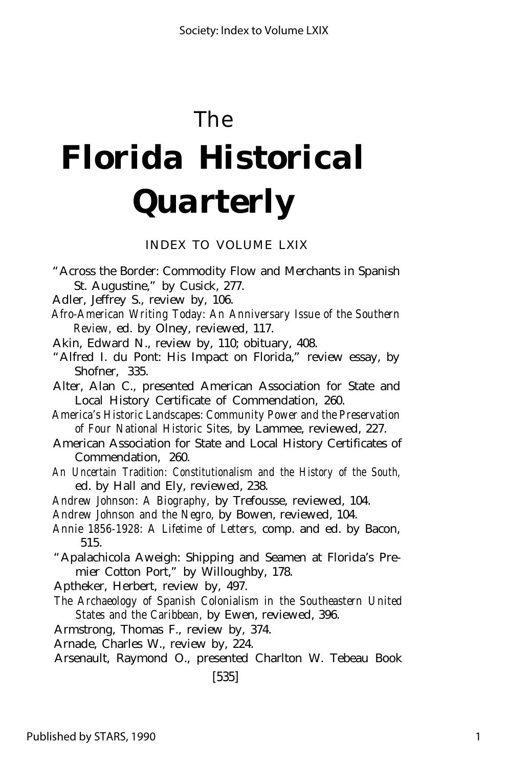# The Florida Historical Quarterly

## INDEX TO VOLUME LXIX

"Across the Border: Commodity Flow and Merchants in Spanish St. Augustine," by Cusick, 277.

Adler, Jeffrey S., review by, 106.

*Afro-American Writing Today: An Anniversary Issue of the Southern Review,* ed. by Olney, reviewed, 117.

Akin, Edward N., review by, 110; obituary, 408.

"Alfred I. du Pont: His Impact on Florida," review essay, by Shofner, 335.

Alter, Alan C., presented American Association for State and Local History Certificate of Commendation, 260.

*America's Historic Landscapes: Community Power and the Preservation of Four National Historic Sites,* by Lammee, reviewed, 227.

American Association for State and Local History Certificates of Commendation, 260.

*An Uncertain Tradition: Constitutionalism and the History of the South,* ed. by Hall and Ely, reviewed, 238.

*Andrew Johnson: A Biography,* by Trefousse, reviewed, 104.

*Andrew Johnson and the Negro,* by Bowen, reviewed, 104.

*Annie 1856-1928: A Lifetime of Letters,* comp. and ed. by Bacon, 515.

"Apalachicola Aweigh: Shipping and Seamen at Florida's Premier Cotton Port," by Willoughby, 178.

Aptheker, Herbert, review by, 497.

*The Archaeology of Spanish Colonialism in the Southeastern United States and the Caribbean,* by Ewen, reviewed, 396.

Armstrong, Thomas F., review by, 374.

Arnade, Charles W., review by, 224.

Arsenault, Raymond O., presented Charlton W. Tebeau Book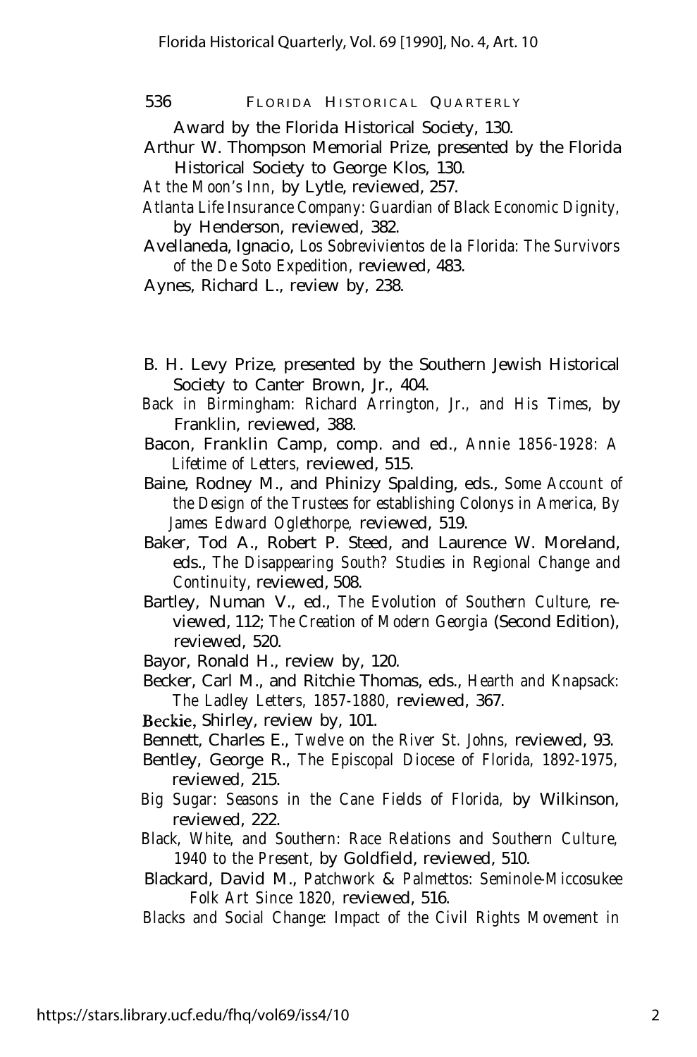Award by the Florida Historical Society, 130.

Arthur W. Thompson Memorial Prize, presented by the Florida Historical Society to George Klos, 130.

*At the Moon's Inn,* by Lytle, reviewed, 257.

*Atlanta Life Insurance Company: Guardian of Black Economic Dignity,* by Henderson, reviewed, 382.

Avellaneda, Ignacio, *Los Sobrevivientos de la Florida: The Survivors of the De Soto Expedition,* reviewed, 483.

Aynes, Richard L., review by, 238.

B. H. Levy Prize, presented by the Southern Jewish Historical Society to Canter Brown, Jr., 404.

*Back in Birmingham: Richard Arrington, Jr., and His Times,* by Franklin, reviewed, 388.

Bacon, Franklin Camp, comp. and ed., *Annie 1856-1928: A Lifetime of Letters,* reviewed, 515.

Baine, Rodney M., and Phinizy Spalding, eds., *Some Account of the Design of the Trustees for establishing Colonys in America, By James Edward Oglethorpe,* reviewed, 519.

Baker, Tod A., Robert P. Steed, and Laurence W. Moreland, eds., *The Disappearing South? Studies in Regional Change and Continuity,* reviewed, 508.

Bartley, Numan V., ed., *The Evolution of Southern Culture,* reviewed, 112; *The Creation of Modern Georgia* (Second Edition), reviewed, 520.

Bayor, Ronald H., review by, 120.

Becker, Carl M., and Ritchie Thomas, eds., *Hearth and Knapsack: The Ladley Letters, 1857-1880,* reviewed, 367.

Beckie, Shirley, review by, 101.

Bennett, Charles E., *Twelve on the River St. Johns,* reviewed, 93.

Bentley, George R., *The Episcopal Diocese of Florida, 1892-1975,* reviewed, 215.

*Big Sugar: Seasons in the Cane Fields of Florida,* by Wilkinson, reviewed, 222.

*Black, White, and Southern: Race Relations and Southern Culture, 1940 to the Present,* by Goldfield, reviewed, 510.

Blackard, David M., *Patchwork & Palmettos: Seminole-Miccosukee Folk Art Since 1820,* reviewed, 516.

*Blacks and Social Change: Impact of the Civil Rights Movement in*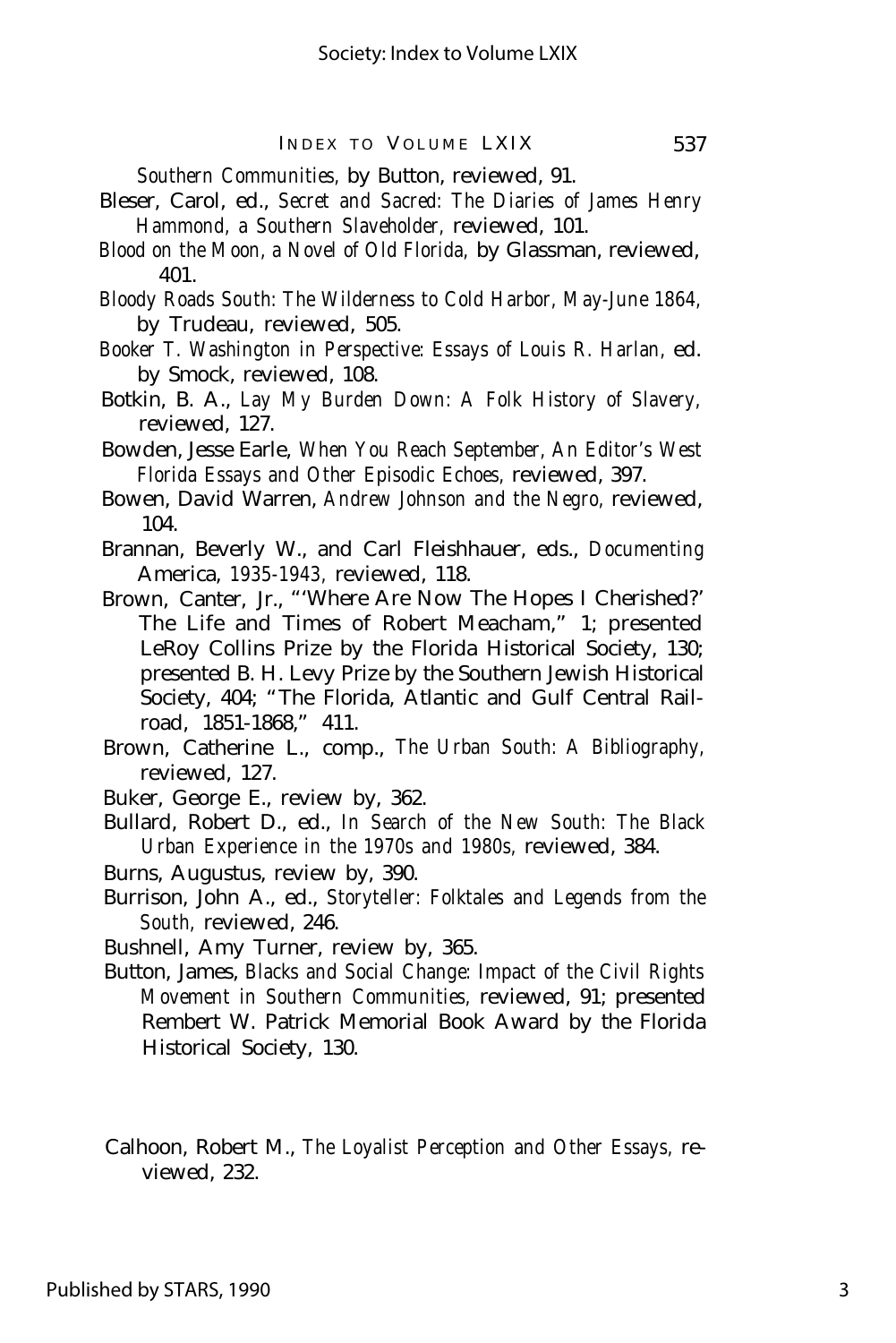*Southern Communities,* by Button, reviewed, 91.

Bleser, Carol, ed., *Secret and Sacred: The Diaries of James Henry Hammond, a Southern Slaveholder,* reviewed, 101.

*Blood on the Moon, a Novel of Old Florida,* by Glassman, reviewed, 401.

*Bloody Roads South: The Wilderness to Cold Harbor, May-June 1864,* by Trudeau, reviewed, 505.

*Booker T. Washington in Perspective: Essays of Louis R. Harlan,* ed. by Smock, reviewed, 108.

Botkin, B. A., *Lay My Burden Down: A Folk History of Slavery,* reviewed, 127.

Bowden, Jesse Earle, *When You Reach September, An Editor's West Florida Essays and Other Episodic Echoes,* reviewed, 397.

Bowen, David Warren, *Andrew Johnson and the Negro,* reviewed, 104.

Brannan, Beverly W., and Carl Fleishhauer, eds., *Documenting* America, *1935-1943,* reviewed, 118.

Brown, Canter, Jr., "'Where Are Now The Hopes I Cherished?' The Life and Times of Robert Meacham," 1; presented LeRoy Collins Prize by the Florida Historical Society, 130; presented B. H. Levy Prize by the Southern Jewish Historical Society, 404; "The Florida, Atlantic and Gulf Central Railroad, 1851-1868," 411.

Brown, Catherine L., comp., *The Urban South: A Bibliography,* reviewed, 127.

Buker, George E., review by, 362.

Bullard, Robert D., ed., *In Search of the New South: The Black Urban Experience in the 1970s and 1980s,* reviewed, 384.

Burns, Augustus, review by, 390.

Burrison, John A., ed., *Storyteller: Folktales and Legends from the South,* reviewed, 246.

Bushnell, Amy Turner, review by, 365.

Button, James, *Blacks and Social Change: Impact of the Civil Rights Movement in Southern Communities,* reviewed, 91; presented Rembert W. Patrick Memorial Book Award by the Florida Historical Society, 130.

Calhoon, Robert M., *The Loyalist Perception and Other Essays,* reviewed, 232.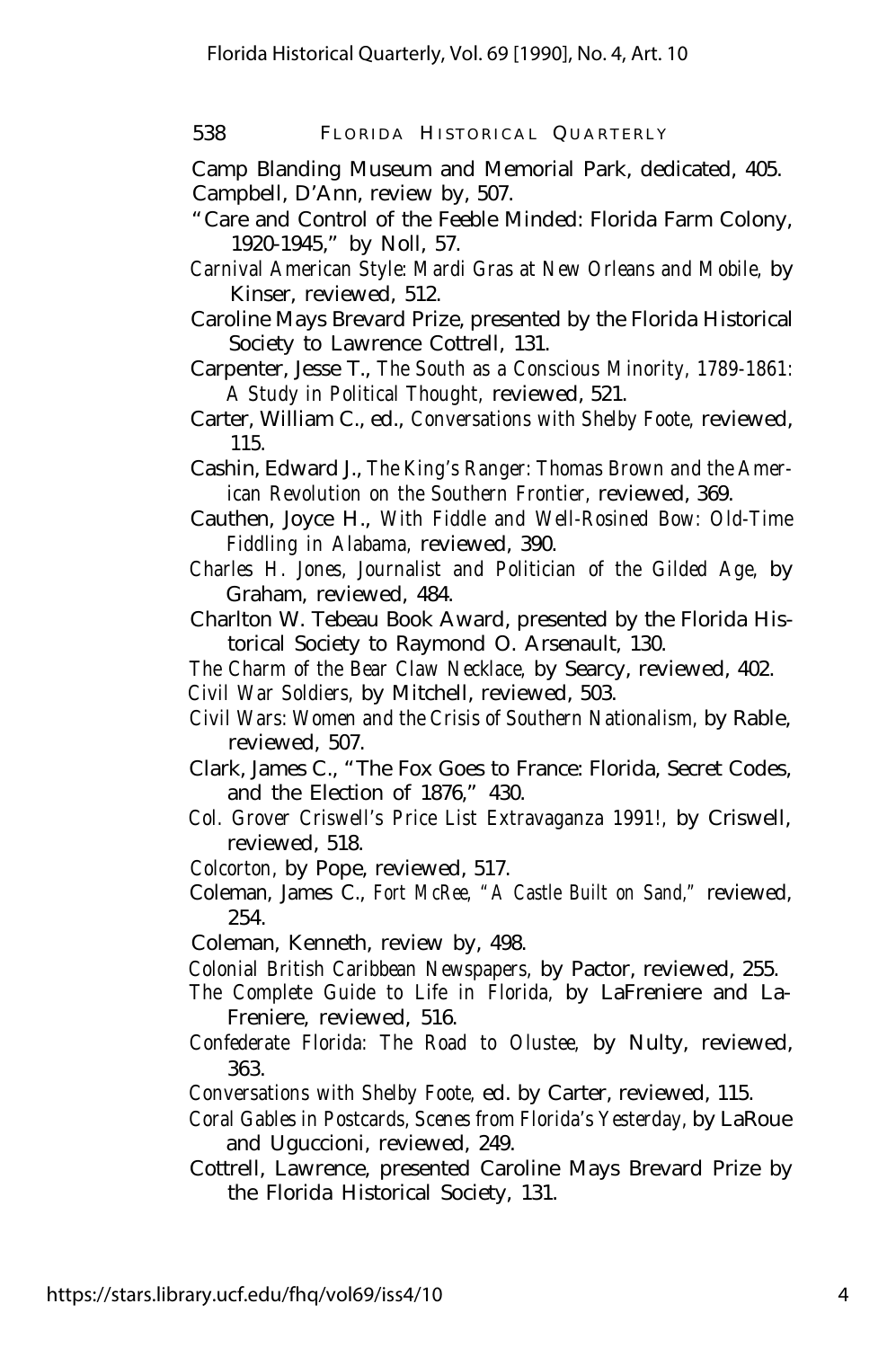Camp Blanding Museum and Memorial Park, dedicated, 405.

Campbell, D'Ann, review by, 507.

"Care and Control of the Feeble Minded: Florida Farm Colony, 1920-1945," by Noll, 57.

*Carnival American Style: Mardi Gras at New Orleans and Mobile,* by Kinser, reviewed, 512.

Caroline Mays Brevard Prize, presented by the Florida Historical Society to Lawrence Cottrell, 131.

Carpenter, Jesse T., *The South as a Conscious Minority, 1789-1861: A Study in Political Thought,* reviewed, 521.

Carter, William C., ed., *Conversations with Shelby Foote,* reviewed, 115.

Cashin, Edward J., *The King's Ranger: Thomas Brown and the American Revolution on the Southern Frontier,* reviewed, 369.

Cauthen, Joyce H., *With Fiddle and Well-Rosined Bow: Old-Time Fiddling in Alabama,* reviewed, 390.

*Charles H. Jones, Journalist and Politician of the Gilded Age,* by Graham, reviewed, 484.

Charlton W. Tebeau Book Award, presented by the Florida Historical Society to Raymond O. Arsenault, 130.

*The Charm of the Bear Claw Necklace,* by Searcy, reviewed, 402.

*Civil War Soldiers,* by Mitchell, reviewed, 503.

*Civil Wars: Women and the Crisis of Southern Nationalism,* by Rable, reviewed, 507.

Clark, James C., "The Fox Goes to France: Florida, Secret Codes, and the Election of 1876," 430.

*Col. Grover Criswell's Price List Extravaganza 1991!,* by Criswell, reviewed, 518.

*Colcorton,* by Pope, reviewed, 517.

Coleman, James C., *Fort McRee, "A Castle Built on Sand,"* reviewed, 254.

Coleman, Kenneth, review by, 498.

*Colonial British Caribbean Newspapers,* by Pactor, reviewed, 255.

*The Complete Guide to Life in Florida,* by LaFreniere and LaFreniere, reviewed, 516.

*Confederate Florida: The Road to Olustee,* by Nulty, reviewed, 363.

*Conversations with Shelby Foote,* ed. by Carter, reviewed, 115.

*Coral Gables in Postcards, Scenes from Florida's Yesterday,* by LaRoue and Uguccioni, reviewed, 249.

Cottrell, Lawrence, presented Caroline Mays Brevard Prize by the Florida Historical Society, 131.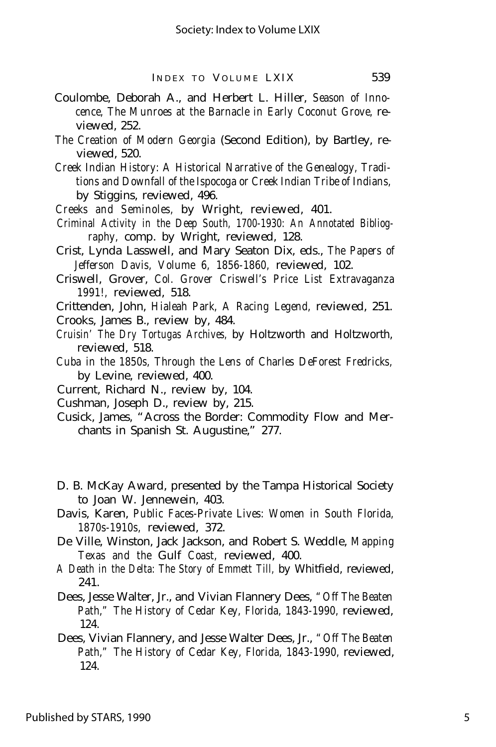Coulombe, Deborah A., and Herbert L. Hiller, *Season of Innocence, The Munroes at the Barnacle in Early Coconut Grove,* reviewed, 252.

*The Creation of Modern Georgia* (Second Edition), by Bartley, reviewed, 520.

*Creek Indian History: A Historical Narrative of the Genealogy, Traditions and Downfall of the Ispocoga or Creek Indian Tribe of Indians,* by Stiggins, reviewed, 496.

*Creeks and Seminoles,* by Wright, reviewed, 401.

*Criminal Activity in the Deep South, 1700-1930: An Annotated Bibliography,* comp. by Wright, reviewed, 128.

Crist, Lynda Lasswell, and Mary Seaton Dix, eds., *The Papers of Jefferson Davis, Volume 6, 1856-1860,* reviewed, 102.

Criswell, Grover, *Col. Grover Criswell's Price List Extravaganza 1991!,* reviewed, 518.

Crittenden, John, *Hialeah Park, A Racing Legend,* reviewed, 251.

Crooks, James B., review by, 484.

*Cruisin' The Dry Tortugas Archives,* by Holtzworth and Holtzworth, reviewed, 518.

*Cuba in the 1850s, Through the Lens of Charles DeForest Fredricks,* by Levine, reviewed, 400.

Current, Richard N., review by, 104.

Cushman, Joseph D., review by, 215.

Cusick, James, "Across the Border: Commodity Flow and Merchants in Spanish St. Augustine," 277.

D. B. McKay Award, presented by the Tampa Historical Society to Joan W. Jennewein, 403.

Davis, Karen, *Public Faces-Private Lives: Women in South Florida, 1870s-1910s,* reviewed, 372.

De Ville, Winston, Jack Jackson, and Robert S. Weddle, *Mapping Texas and the* Gulf *Coast,* reviewed, 400.

*A Death in the Delta: The Story of Emmett Till,* by Whitfield, reviewed, 241.

Dees, Jesse Walter, Jr., and Vivian Flannery Dees, *"Off The Beaten Path," The History of Cedar Key, Florida, 1843-1990,* reviewed, 124.

Dees, Vivian Flannery, and Jesse Walter Dees, Jr., *"Off The Beaten Path," The History of Cedar Key, Florida, 1843-1990,* reviewed, 124.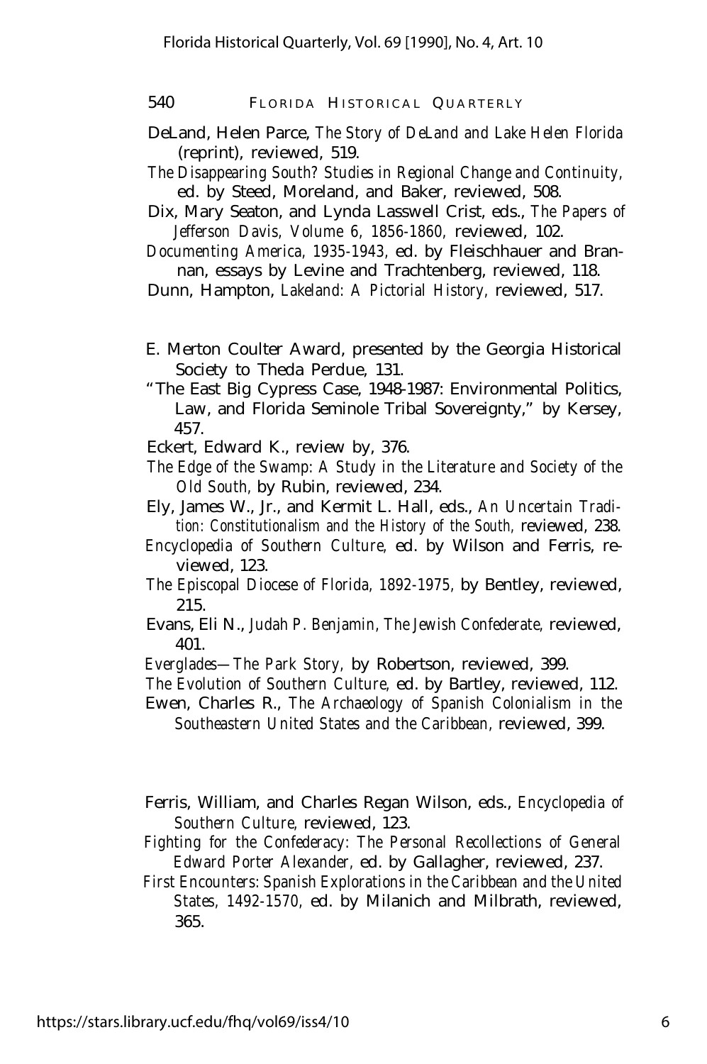DeLand, Helen Parce, *The Story of DeLand and Lake Helen Florida* (reprint), reviewed, 519.

*The Disappearing South? Studies in Regional Change and Continuity,* ed. by Steed, Moreland, and Baker, reviewed, 508.

Dix, Mary Seaton, and Lynda Lasswell Crist, eds., *The Papers of Jefferson Davis, Volume 6, 1856-1860,* reviewed, 102.

*Documenting America, 1935-1943,* ed. by Fleischhauer and Brannan, essays by Levine and Trachtenberg, reviewed, 118.

Dunn, Hampton, *Lakeland: A Pictorial History,* reviewed, 517.

E. Merton Coulter Award, presented by the Georgia Historical Society to Theda Perdue, 131.

"The East Big Cypress Case, 1948-1987: Environmental Politics, Law, and Florida Seminole Tribal Sovereignty," by Kersey, 457.

Eckert, Edward K., review by, 376.

*The Edge of the Swamp: A Study in the Literature and Society of the Old South,* by Rubin, reviewed, 234.

Ely, James W., Jr., and Kermit L. Hall, eds., *An Uncertain Tradition: Constitutionalism and the History of the South,* reviewed, 238.

*Encyclopedia of Southern Culture,* ed. by Wilson and Ferris, reviewed, 123.

*The Episcopal Diocese of Florida, 1892-1975,* by Bentley, reviewed, 215.

Evans, Eli N., *Judah P. Benjamin, The Jewish Confederate,* reviewed, 401.

*Everglades—The Park Story,* by Robertson, reviewed, 399.

*The Evolution of Southern Culture,* ed. by Bartley, reviewed, 112.

Ewen, Charles R., *The Archaeology of Spanish Colonialism in the Southeastern United States and the Caribbean,* reviewed, 399.

Ferris, William, and Charles Regan Wilson, eds., *Encyclopedia of Southern Culture,* reviewed, 123.

*Fighting for the Confederacy: The Personal Recollections of General Edward Porter Alexander,* ed. by Gallagher, reviewed, 237.

*First Encounters: Spanish Explorations in the Caribbean and the United States, 1492-1570,* ed. by Milanich and Milbrath, reviewed, 365.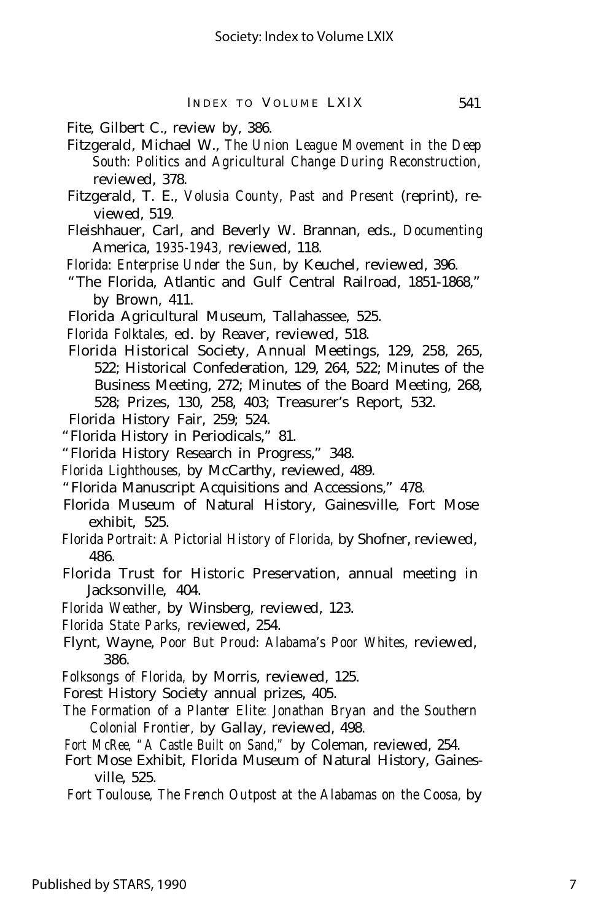Fite, Gilbert C., review by, 386.

Fitzgerald, Michael W., *The Union League Movement in the Deep South: Politics and Agricultural Change During Reconstruction,* reviewed, 378.

Fitzgerald, T. E., *Volusia County, Past and Present* (reprint), reviewed, 519.

Fleishhauer, Carl, and Beverly W. Brannan, eds., *Documenting* America, *1935-1943,* reviewed, 118.

*Florida: Enterprise Under the Sun,* by Keuchel, reviewed, 396.

"The Florida, Atlantic and Gulf Central Railroad, 1851-1868," by Brown, 411.

Florida Agricultural Museum, Tallahassee, 525.

*Florida Folktales,* ed. by Reaver, reviewed, 518.

Florida Historical Society, Annual Meetings, 129, 258, 265, 522; Historical Confederation, 129, 264, 522; Minutes of the Business Meeting, 272; Minutes of the Board Meeting, 268, 528; Prizes, 130, 258, 403; Treasurer's Report, 532.

Florida History Fair, 259; 524.

"Florida History in Periodicals," 81.

"Florida History Research in Progress," 348.

*Florida Lighthouses,* by McCarthy, reviewed, 489.

"Florida Manuscript Acquisitions and Accessions," 478.

Florida Museum of Natural History, Gainesville, Fort Mose exhibit, 525.

*Florida Portrait: A Pictorial History of Florida,* by Shofner, reviewed, 486.

Florida Trust for Historic Preservation, annual meeting in Jacksonville, 404.

*Florida Weather,* by Winsberg, reviewed, 123.

*Florida State Parks,* reviewed, 254.

Flynt, Wayne, *Poor But Proud: Alabama's Poor Whites,* reviewed, 386.

*Folksongs of Florida,* by Morris, reviewed, 125.

Forest History Society annual prizes, 405.

*The Formation of a Planter Elite: Jonathan Bryan and the Southern Colonial Frontier,* by Gallay, reviewed, 498.

*Fort McRee, "A Castle Built on Sand,"* by Coleman, reviewed, 254.

Fort Mose Exhibit, Florida Museum of Natural History, Gainesville, 525.

*Fort Toulouse, The French Outpost at the Alabamas on the Coosa,* by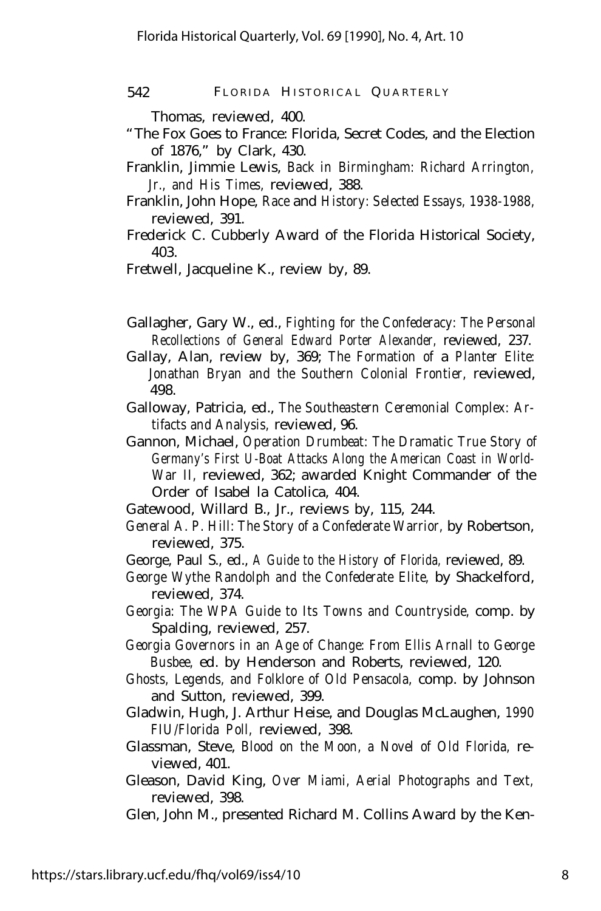Thomas, reviewed, 400.

"The Fox Goes to France: Florida, Secret Codes, and the Election of 1876," by Clark, 430.

Franklin, Jimmie Lewis, *Back in Birmingham: Richard Arrington, Jr., and His Times,* reviewed, 388.

Franklin, John Hope, *Race* and *History: Selected Essays, 1938-1988,* reviewed, 391.

Frederick C. Cubberly Award of the Florida Historical Society, 403.

Fretwell, Jacqueline K., review by, 89.

Gallagher, Gary W., ed., *Fighting for the Confederacy: The Personal Recollections of General Edward Porter Alexander,* reviewed, 237.

Gallay, Alan, review by, 369; *The Formation of a Planter Elite: Jonathan Bryan and the Southern Colonial Frontier,* reviewed, 498.

Galloway, Patricia, ed., *The Southeastern Ceremonial Complex: Artifacts and Analysis,* reviewed, 96.

Gannon, Michael, *Operation Drumbeat: The Dramatic True Story of Germany's First U-Boat Attacks Along the American Coast in World War II,* reviewed, 362; awarded Knight Commander of the Order of Isabel la Catolica, 404.

Gatewood, Willard B., Jr., reviews by, 115, 244.

*General A. P. Hill: The Story of a Confederate Warrior,* by Robertson, reviewed, 375.

George, Paul S., ed., *A Guide to the History* of *Florida,* reviewed, 89.

*George Wythe Randolph and the Confederate Elite,* by Shackelford, reviewed, 374.

*Georgia: The WPA Guide to Its Towns and Countryside,* comp. by Spalding, reviewed, 257.

*Georgia Governors in an Age of Change: From Ellis Arnall to George Busbee,* ed. by Henderson and Roberts, reviewed, 120.

*Ghosts, Legends, and Folklore of Old Pensacola,* comp. by Johnson and Sutton, reviewed, 399.

Gladwin, Hugh, J. Arthur Heise, and Douglas McLaughen, *1990 FIU/Florida Poll,* reviewed, 398.

Glassman, Steve, *Blood on the Moon, a Novel of Old Florida,* reviewed, 401.

Gleason, David King, *Over Miami, Aerial Photographs and Text,* reviewed, 398.

Glen, John M., presented Richard M. Collins Award by the Ken-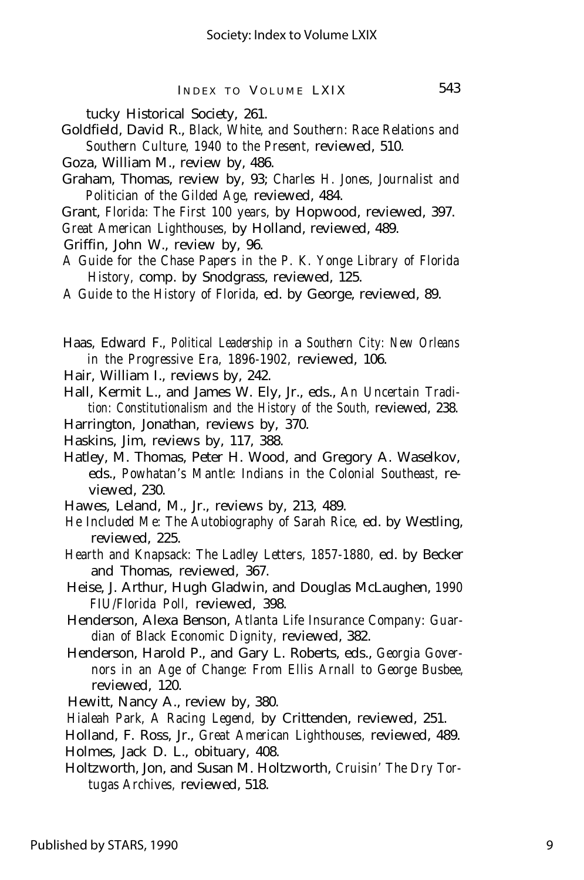tucky Historical Society, 261.

Goldfield, David R., *Black, White, and Southern: Race Relations and Southern Culture, 1940 to the Present,* reviewed, 510.

Goza, William M., review by, 486.

Graham, Thomas, review by, 93; *Charles H. Jones, Journalist and Politician of the Gilded Age,* reviewed, 484.

Grant, *Florida: The First 100 years,* by Hopwood, reviewed, 397.

*Great American Lighthouses,* by Holland, reviewed, 489.

Griffin, John W., review by, 96.

*A Guide for the Chase Papers in the P. K. Yonge Library of Florida History,* comp. by Snodgrass, reviewed, 125.

*A Guide to the History of Florida,* ed. by George, reviewed, 89.

Haas, Edward F., *Political Leadership in a Southern City: New Orleans in the Progressive Era, 1896-1902,* reviewed, 106.

Hair, William I., reviews by, 242.

Hall, Kermit L., and James W. Ely, Jr., eds., *An Uncertain Tradition: Constitutionalism and the History of the South,* reviewed, 238.

Harrington, Jonathan, reviews by, 370.

Haskins, Jim, reviews by, 117, 388.

Hatley, M. Thomas, Peter H. Wood, and Gregory A. Waselkov, eds., *Powhatan's Mantle: Indians in the Colonial Southeast,* reviewed, 230.

Hawes, Leland, M., Jr., reviews by, 213, 489.

*He Included Me: The Autobiography of Sarah Rice,* ed. by Westling, reviewed, 225.

*Hearth and Knapsack: The Ladley Letters, 1857-1880,* ed. by Becker and Thomas, reviewed, 367.

Heise, J. Arthur, Hugh Gladwin, and Douglas McLaughen, *1990 FIU/Florida Poll,* reviewed, 398.

Henderson, Alexa Benson, *Atlanta Life Insurance Company: Guardian of Black Economic Dignity,* reviewed, 382.

Henderson, Harold P., and Gary L. Roberts, eds., *Georgia Governors in an Age of Change: From Ellis Arnall to George Busbee,* reviewed, 120.

Hewitt, Nancy A., review by, 380.

*Hialeah Park, A Racing Legend,* by Crittenden, reviewed, 251.

Holland, F. Ross, Jr., *Great American Lighthouses,* reviewed, 489.

Holmes, Jack D. L., obituary, 408.

Holtzworth, Jon, and Susan M. Holtzworth, *Cruisin' The Dry Tortugas Archives,* reviewed, 518.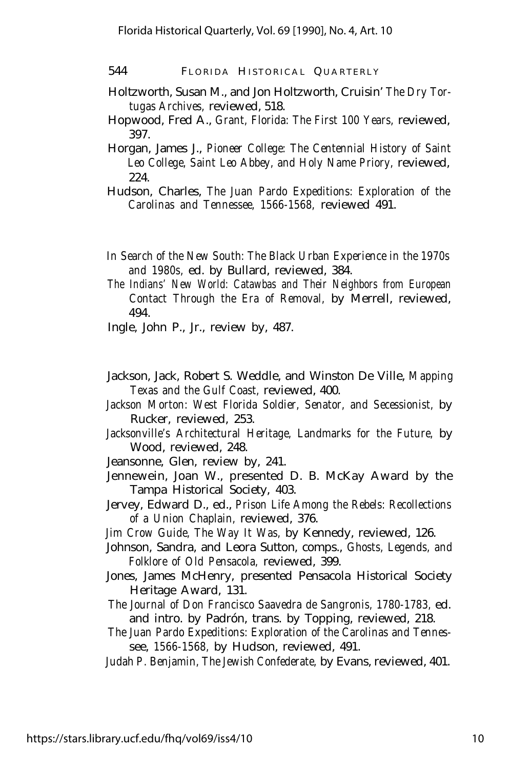Holtzworth, Susan M., and Jon Holtzworth, Cruisin' *The Dry Tortugas Archives,* reviewed, 518.

Hopwood, Fred A., *Grant, Florida: The First 100 Years,* reviewed, 397.

Horgan, James J., *Pioneer College: The Centennial History of Saint Leo College, Saint Leo Abbey, and Holy Name Priory,* reviewed, 224.

Hudson, Charles, *The Juan Pardo Expeditions: Exploration of the Carolinas and Tennessee, 1566-1568,* reviewed 491.

*In Search of the New South: The Black Urban Experience in the 1970s and 1980s,* ed. by Bullard, reviewed, 384.

*The Indians' New World: Catawbas and Their Neighbors from European Contact Through the Era of Removal,* by Merrell, reviewed, 494.

Ingle, John P., Jr., review by, 487.

Jackson, Jack, Robert S. Weddle, and Winston De Ville, *Mapping Texas and the Gulf Coast,* reviewed, 400.

*Jackson Morton: West Florida Soldier, Senator, and Secessionist,* by Rucker, reviewed, 253.

*Jacksonville's Architectural Heritage, Landmarks for the Future,* by Wood, reviewed, 248.

Jeansonne, Glen, review by, 241.

Jennewein, Joan W., presented D. B. McKay Award by the Tampa Historical Society, 403.

Jervey, Edward D., ed., *Prison Life Among the Rebels: Recollections of a Union Chaplain,* reviewed, 376.

*Jim Crow Guide, The Way It Was,* by Kennedy, reviewed, 126.

Johnson, Sandra, and Leora Sutton, comps., *Ghosts, Legends, and Folklore of Old Pensacola,* reviewed, 399.

Jones, James McHenry, presented Pensacola Historical Society Heritage Award, 131.

*The Journal of Don Francisco Saavedra de Sangronis, 1780-1783,* ed. and intro. by Padrón, trans. by Topping, reviewed, 218.

*The Juan Pardo Expeditions: Exploration of the Carolinas and Tennessee, 1566-1568,* by Hudson, reviewed, 491.

*Judah P. Benjamin, The Jewish Confederate,* by Evans, reviewed, 401.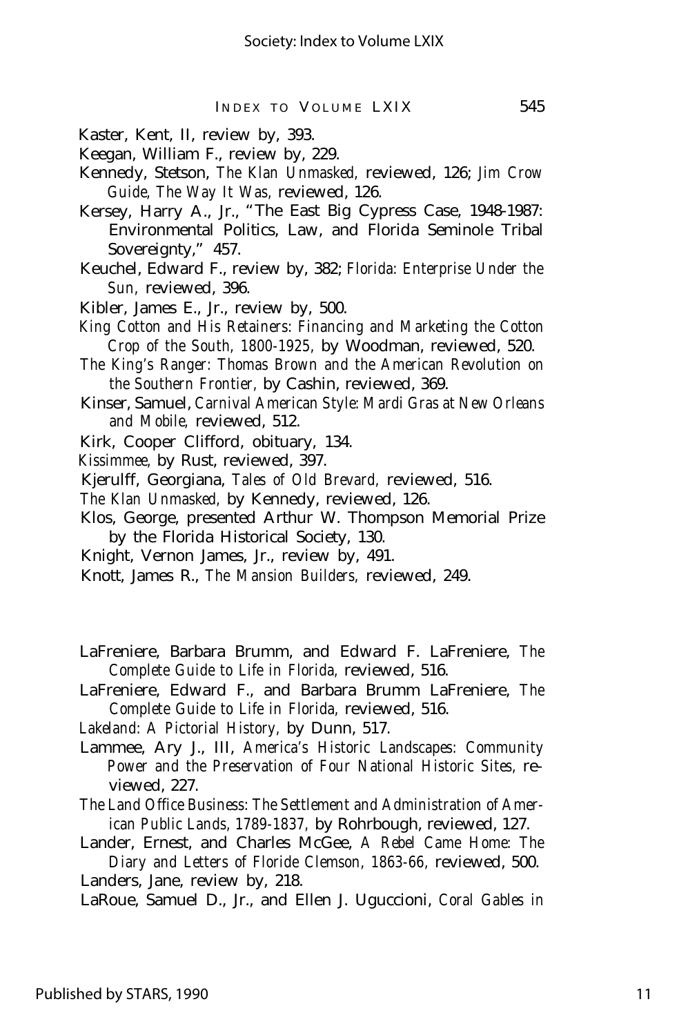Kaster, Kent, II, review by, 393.

Keegan, William F., review by, 229.

Kennedy, Stetson, *The Klan Unmasked,* reviewed, 126; *Jim Crow Guide, The Way It Was,* reviewed, 126.

Kersey, Harry A., Jr., "The East Big Cypress Case, 1948-1987: Environmental Politics, Law, and Florida Seminole Tribal Sovereignty," 457.

Keuchel, Edward F., review by, 382; *Florida: Enterprise Under the Sun,* reviewed, 396.

Kibler, James E., Jr., review by, 500.

*King Cotton and His Retainers: Financing and Marketing the Cotton Crop of the South, 1800-1925,* by Woodman, reviewed, 520.

*The King's Ranger: Thomas Brown and the American Revolution on the Southern Frontier,* by Cashin, reviewed, 369.

Kinser, Samuel, *Carnival American Style: Mardi Gras at New Orleans and Mobile,* reviewed, 512.

Kirk, Cooper Clifford, obituary, 134.

*Kissimmee,* by Rust, reviewed, 397.

Kjerulff, Georgiana, *Tales of Old Brevard,* reviewed, 516.

*The Klan Unmasked,* by Kennedy, reviewed, 126.

Klos, George, presented Arthur W. Thompson Memorial Prize by the Florida Historical Society, 130.

Knight, Vernon James, Jr., review by, 491.

Knott, James R., *The Mansion Builders,* reviewed, 249.

LaFreniere, Barbara Brumm, and Edward F. LaFreniere, *The Complete Guide to Life in Florida,* reviewed, 516.

LaFreniere, Edward F., and Barbara Brumm LaFreniere, *The Complete Guide to Life in Florida,* reviewed, 516.

*Lakeland: A Pictorial History,* by Dunn, 517.

Lammee, Ary J., III, *America's Historic Landscapes: Community Power and the Preservation of Four National Historic Sites,* reviewed, 227.

*The Land Office Business: The Settlement and Administration of American Public Lands, 1789-1837,* by Rohrbough, reviewed, 127.

Lander, Ernest, and Charles McGee, *A Rebel Came Home: The Diary and Letters of Floride Clemson, 1863-66,* reviewed, 500.

Landers, Jane, review by, 218.

LaRoue, Samuel D., Jr., and Ellen J. Uguccioni, *Coral Gables in*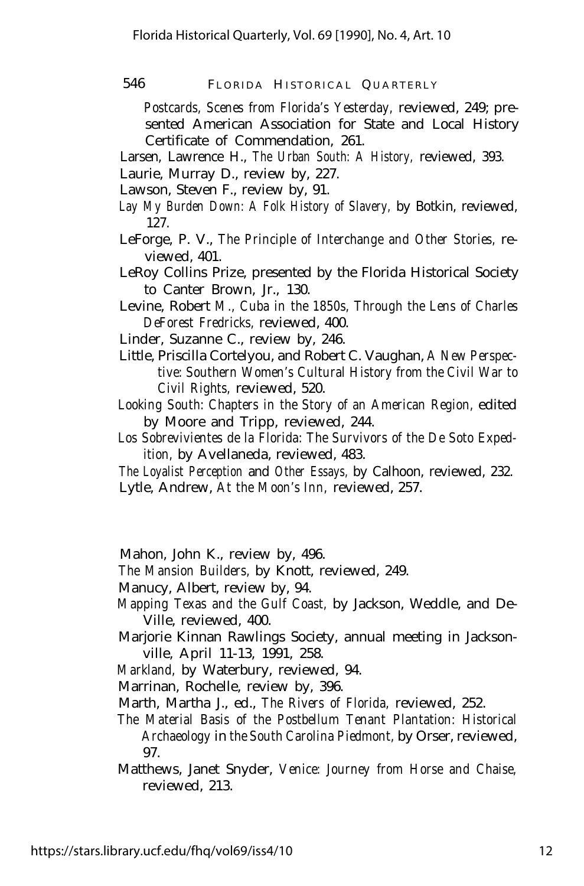*Postcards, Scenes from Florida's Yesterday,* reviewed, 249; presented American Association for State and Local History Certificate of Commendation, 261.

Larsen, Lawrence H., *The Urban South: A History,* reviewed, 393.

Laurie, Murray D., review by, 227.

Lawson, Steven F., review by, 91.

*Lay My Burden Down: A Folk History of Slavery,* by Botkin, reviewed, 127.

LeForge, P. V., *The Principle of Interchange and Other Stories,* reviewed, 401.

LeRoy Collins Prize, presented by the Florida Historical Society to Canter Brown, Jr., 130.

Levine, Robert *M., Cuba in the 1850s, Through the Lens of Charles DeForest Fredricks,* reviewed, 400.

Linder, Suzanne C., review by, 246.

Little, Priscilla Cortelyou, and Robert C. Vaughan, *A New Perspective: Southern Women's Cultural History from the Civil War to Civil Rights,* reviewed, 520.

*Looking South: Chapters in the Story of an American Region,* edited by Moore and Tripp, reviewed, 244.

*Los Sobrevivientes de la Florida: The Survivors of the De Soto Expedition,* by Avellaneda, reviewed, 483.

*The Loyalist Perception* and *Other Essays,* by Calhoon, reviewed, 232.

Lytle, Andrew, *At the Moon's Inn,* reviewed, 257.

Mahon, John K., review by, 496.

*The Mansion Builders,* by Knott, reviewed, 249.

Manucy, Albert, review by, 94.

*Mapping Texas and the Gulf Coast,* by Jackson, Weddle, and DeVille, reviewed, 400.

Marjorie Kinnan Rawlings Society, annual meeting in Jacksonville, April 11-13, 1991, 258.

*Markland,* by Waterbury, reviewed, 94.

Marrinan, Rochelle, review by, 396.

Marth, Martha J., ed., *The Rivers of Florida,* reviewed, 252.

*The Material Basis of the Postbellum Tenant Plantation: Historical Archaeology in the South Carolina Piedmont,* by Orser, reviewed, 97.

Matthews, Janet Snyder, *Venice: Journey from Horse and Chaise,* reviewed, 213.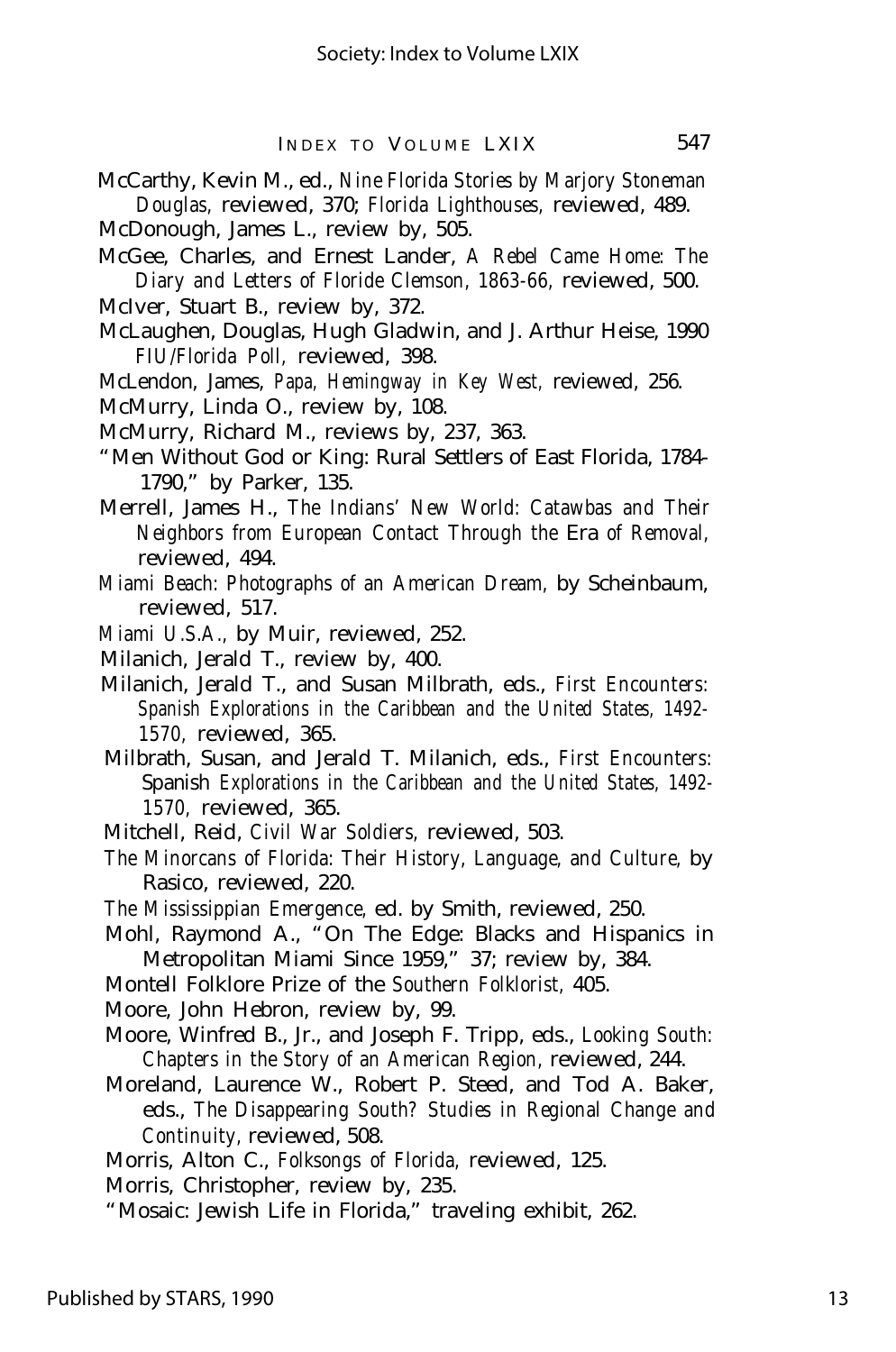McCarthy, Kevin M., ed., *Nine Florida Stories by Marjory Stoneman Douglas,* reviewed, 370; *Florida Lighthouses,* reviewed, 489.

McDonough, James L., review by, 505.

McGee, Charles, and Ernest Lander, *A Rebel Came Home: The Diary and Letters of Floride Clemson, 1863-66,* reviewed, 500.

McIver, Stuart B., review by, 372.

McLaughen, Douglas, Hugh Gladwin, and J. Arthur Heise, 1990 *FIU/Florida Poll,* reviewed, 398.

McLendon, James, *Papa, Hemingway in Key West,* reviewed, 256.

McMurry, Linda O., review by, 108.

McMurry, Richard M., reviews by, 237, 363.

"Men Without God or King: Rural Settlers of East Florida, 1784-1790," by Parker, 135.

Merrell, James H., *The Indians' New World: Catawbas and Their Neighbors from European Contact Through the Era of Removal,* reviewed, 494.

*Miami Beach: Photographs of an American Dream,* by Scheinbaum, reviewed, 517.

*Miami U.S.A.,* by Muir, reviewed, 252.

Milanich, Jerald T., review by, 400.

Milanich, Jerald T., and Susan Milbrath, eds., *First Encounters: Spanish Explorations in the Caribbean and the United States, 1492-1570,* reviewed, 365.

Milbrath, Susan, and Jerald T. Milanich, eds., *First Encounters: Spanish Explorations in the Caribbean and the United States, 1492-1570,* reviewed, 365.

Mitchell, Reid, *Civil War Soldiers,* reviewed, 503.

*The Minorcans of Florida: Their History, Language, and Culture,* by Rasico, reviewed, 220.

*The Mississippian Emergence,* ed. by Smith, reviewed, 250.

Mohl, Raymond A., "On The Edge: Blacks and Hispanics in Metropolitan Miami Since 1959," 37; review by, 384.

Montell Folklore Prize of the *Southern Folklorist,* 405.

Moore, John Hebron, review by, 99.

Moore, Winfred B., Jr., and Joseph F. Tripp, eds., *Looking South: Chapters in the Story of an American Region,* reviewed, 244.

Moreland, Laurence W., Robert P. Steed, and Tod A. Baker, eds., *The Disappearing South? Studies in Regional Change and Continuity,* reviewed, 508.

Morris, Alton C., *Folksongs of Florida,* reviewed, 125.

Morris, Christopher, review by, 235.

"Mosaic: Jewish Life in Florida," traveling exhibit, 262.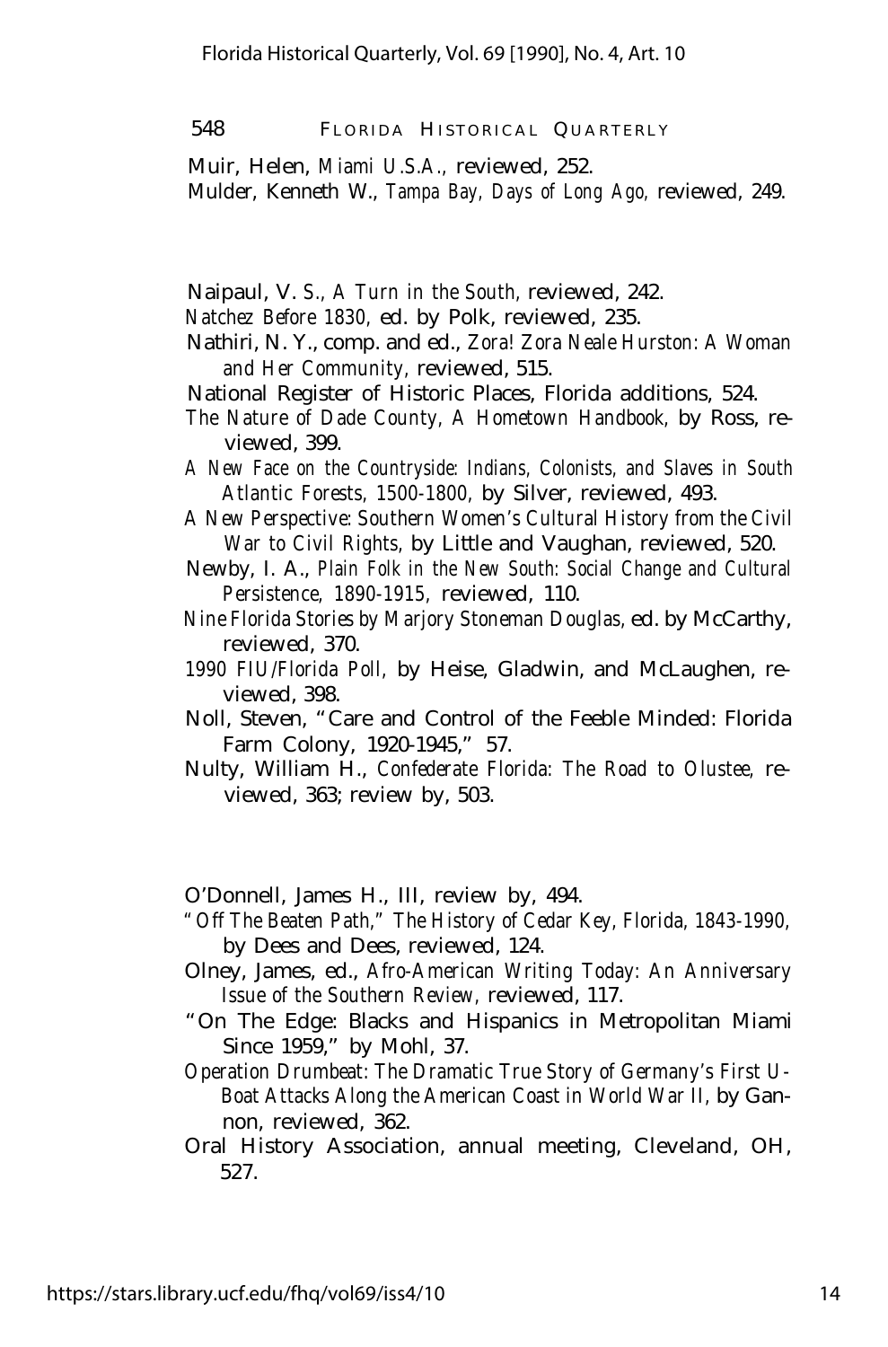Muir, Helen, *Miami U.S.A.*, reviewed, 252.

Mulder, Kenneth W., *Tampa Bay, Days of Long Ago*, reviewed, 249.

Naipaul, V. *S., A Turn in the South*, reviewed, 242.

*Natchez Before 1830*, ed. by Polk, reviewed, 235.

Nathiri, N. Y., comp. and ed., *Zora! Zora Neale Hurston: A Woman and Her Community*, reviewed, 515.

National Register of Historic Places, Florida additions, 524.

*The Nature of Dade County, A Hometown Handbook*, by Ross, reviewed, 399.

*A New Face on the Countryside: Indians, Colonists, and Slaves in South Atlantic Forests, 1500-1800*, by Silver, reviewed, 493.

*A New Perspective: Southern Women's Cultural History from the Civil War to Civil Rights*, by Little and Vaughan, reviewed, 520.

Newby, I. A., *Plain Folk in the New South: Social Change and Cultural Persistence, 1890-1915*, reviewed, 110.

*Nine Florida Stories by Marjory Stoneman Douglas*, ed. by McCarthy, reviewed, 370.

*1990 FIU/Florida Poll*, by Heise, Gladwin, and McLaughen, reviewed, 398.

Noll, Steven, "Care and Control of the Feeble Minded: Florida Farm Colony, 1920-1945," 57.

Nulty, William H., *Confederate Florida: The Road to Olustee*, reviewed, 363; review by, 503.

O'Donnell, James H., III, review by, 494.

*"Off The Beaten Path," The History of Cedar Key, Florida, 1843-1990*, by Dees and Dees, reviewed, 124.

Olney, James, ed., *Afro-American Writing Today: An Anniversary Issue of the Southern Review*, reviewed, 117.

"On The Edge: Blacks and Hispanics in Metropolitan Miami Since 1959," by Mohl, 37.

*Operation Drumbeat: The Dramatic True Story of Germany's First U-Boat Attacks Along the American Coast in World War II*, by Gannon, reviewed, 362.

Oral History Association, annual meeting, Cleveland, OH, 527.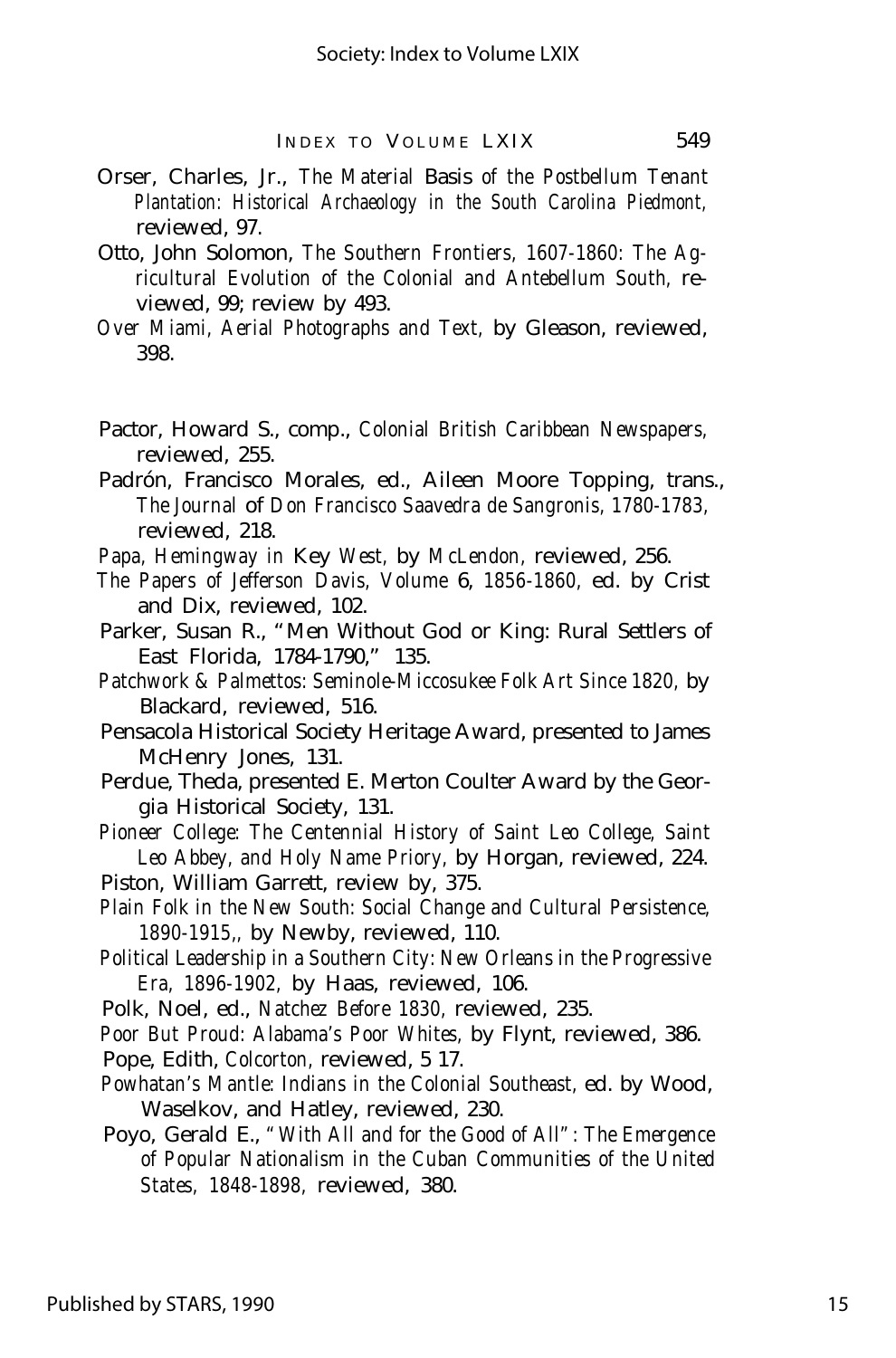Orser, Charles, Jr., *The Material Basis of the Postbellum Tenant Plantation: Historical Archaeology in the South Carolina Piedmont,* reviewed, 97.

Otto, John Solomon, *The Southern Frontiers, 1607-1860: The Agricultural Evolution of the Colonial and Antebellum South,* reviewed, 99; review by 493.

*Over Miami, Aerial Photographs and Text,* by Gleason, reviewed, 398.

Pactor, Howard S., comp., *Colonial British Caribbean Newspapers,* reviewed, 255.

Padrón, Francisco Morales, ed., Aileen Moore Topping, trans., *The Journal of Don Francisco Saavedra de Sangronis, 1780-1783,* reviewed, 218.

*Papa, Hemingway in Key West,* by *McLendon,* reviewed, 256.

*The Papers of Jefferson Davis, Volume 6, 1856-1860,* ed. by Crist and Dix, reviewed, 102.

Parker, Susan R., "Men Without God or King: Rural Settlers of East Florida, 1784-1790," 135.

*Patchwork & Palmettos: Seminole-Miccosukee Folk Art Since 1820,* by Blackard, reviewed, 516.

Pensacola Historical Society Heritage Award, presented to James McHenry Jones, 131.

Perdue, Theda, presented E. Merton Coulter Award by the Georgia Historical Society, 131.

*Pioneer College: The Centennial History of Saint Leo College, Saint Leo Abbey, and Holy Name Priory,* by Horgan, reviewed, 224.

Piston, William Garrett, review by, 375.

*Plain Folk in the New South: Social Change and Cultural Persistence, 1890-1915,,* by Newby, reviewed, 110.

*Political Leadership in a Southern City: New Orleans in the Progressive Era, 1896-1902,* by Haas, reviewed, 106.

Polk, Noel, ed., *Natchez Before 1830,* reviewed, 235.

*Poor But Proud: Alabama's Poor Whites,* by Flynt, reviewed, 386.

Pope, Edith, *Colcorton,* reviewed, 5 17.

*Powhatan's Mantle: Indians in the Colonial Southeast,* ed. by Wood, Waselkov, and Hatley, reviewed, 230.

Poyo, Gerald E., *"With All and for the Good of All": The Emergence of Popular Nationalism in the Cuban Communities of the United States, 1848-1898,* reviewed, 380.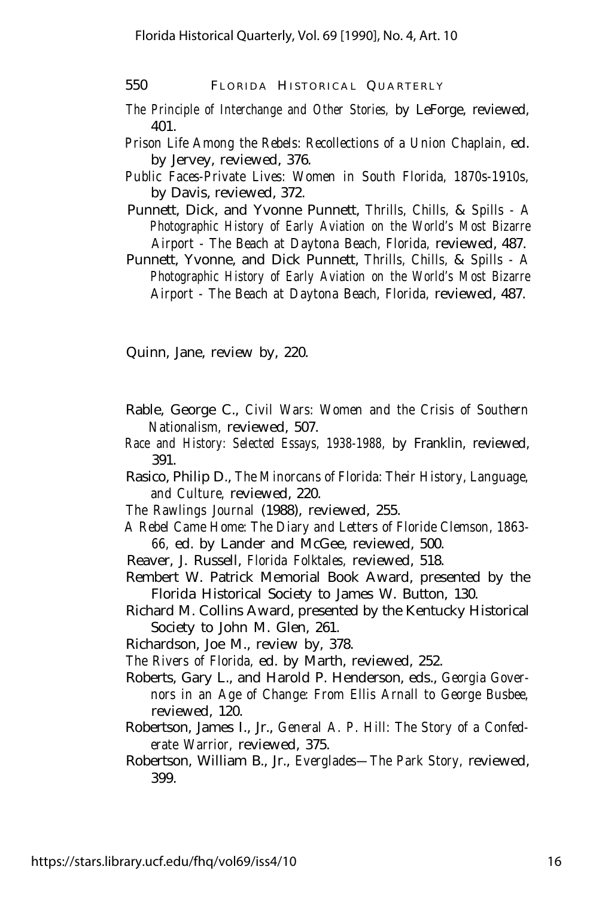*The Principle of Interchange and Other Stories,* by LeForge, reviewed, 401.

*Prison Life Among the Rebels: Recollections of a Union Chaplain,* ed. by Jervey, reviewed, 376.

*Public Faces-Private Lives: Women in South Florida, 1870s-1910s,* by Davis, reviewed, 372.

Punnett, Dick, and Yvonne Punnett, *Thrills, Chills, & Spills - A Photographic History of Early Aviation on the World's Most Bizarre Airport - The Beach at Daytona Beach, Florida,* reviewed, 487.

Punnett, Yvonne, and Dick Punnett, *Thrills, Chills, & Spills - A Photographic History of Early Aviation on the World's Most Bizarre Airport - The Beach at Daytona Beach, Florida,* reviewed, 487.

Quinn, Jane, review by, 220.

Rable, George C., *Civil Wars: Women and the Crisis of Southern Nationalism,* reviewed, 507.

*Race and History: Selected Essays, 1938-1988,* by Franklin, reviewed, 391.

Rasico, Philip D., *The Minorcans of Florida: Their History, Language, and Culture,* reviewed, 220.

*The Rawlings Journal* (1988), reviewed, 255.

*A Rebel Came Home: The Diary and Letters of Floride Clemson, 1863-66,* ed. by Lander and McGee, reviewed, 500.

Reaver, J. Russell, *Florida Folktales,* reviewed, 518.

Rembert W. Patrick Memorial Book Award, presented by the Florida Historical Society to James W. Button, 130.

Richard M. Collins Award, presented by the Kentucky Historical Society to John M. Glen, 261.

Richardson, Joe M., review by, 378.

*The Rivers of Florida,* ed. by Marth, reviewed, 252.

Roberts, Gary L., and Harold P. Henderson, eds., *Georgia Governors in an Age of Change: From Ellis Arnall to George Busbee,* reviewed, 120.

Robertson, James I., Jr., *General A. P. Hill: The Story of a Confederate Warrior,* reviewed, 375.

Robertson, William B., Jr., *Everglades—The Park Story,* reviewed, 399.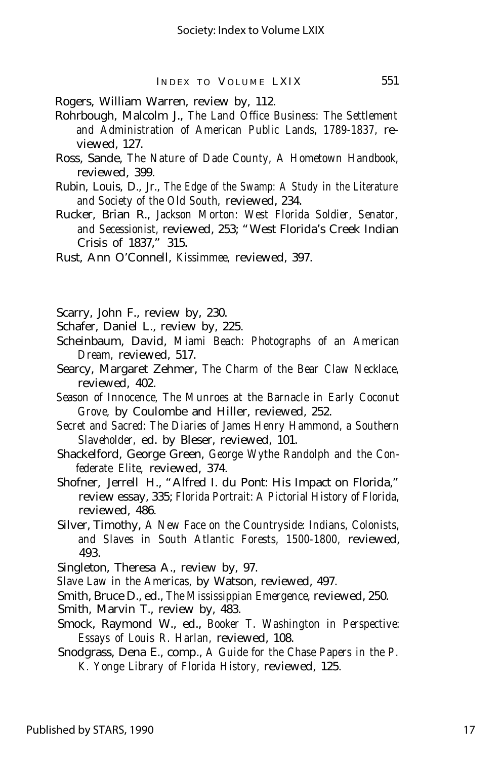Rogers, William Warren, review by, 112.

Rohrbough, Malcolm J., *The Land Office Business: The Settlement and Administration of American Public Lands, 1789-1837,* reviewed, 127.

Ross, Sande, *The Nature of Dade County, A Hometown Handbook,* reviewed, 399.

Rubin, Louis, D., Jr., *The Edge of the Swamp: A Study in the Literature and Society of the Old South,* reviewed, 234.

Rucker, Brian R., *Jackson Morton: West Florida Soldier, Senator, and Secessionist,* reviewed, 253; "West Florida's Creek Indian Crisis of 1837," 315.

Rust, Ann O'Connell, *Kissimmee,* reviewed, 397.

Scarry, John F., review by, 230.

Schafer, Daniel L., review by, 225.

Scheinbaum, David, *Miami Beach: Photographs of an American Dream,* reviewed, 517.

Searcy, Margaret Zehmer, *The Charm of the Bear Claw Necklace,* reviewed, 402.

*Season of Innocence, The Munroes at the Barnacle in Early Coconut Grove,* by Coulombe and Hiller, reviewed, 252.

*Secret and Sacred: The Diaries of James Henry Hammond, a Southern Slaveholder,* ed. by Bleser, reviewed, 101.

Shackelford, George Green, *George Wythe Randolph and the Confederate Elite,* reviewed, 374.

Shofner, Jerrell H., "Alfred I. du Pont: His Impact on Florida," review essay, 335; *Florida Portrait: A Pictorial History of Florida,* reviewed, 486.

Silver, Timothy, *A New Face on the Countryside: Indians, Colonists, and Slaves in South Atlantic Forests, 1500-1800,* reviewed, 493.

Singleton, Theresa A., review by, 97.

*Slave Law in the Americas,* by Watson, reviewed, 497.

Smith, Bruce D., ed., *The Mississippian Emergence,* reviewed, 250.

Smith, Marvin T., review by, 483.

Smock, Raymond W., ed., *Booker T. Washington in Perspective: Essays of Louis R. Harlan,* reviewed, 108.

Snodgrass, Dena E., comp., *A Guide for the Chase Papers in the P. K. Yonge Library of Florida History,* reviewed, 125.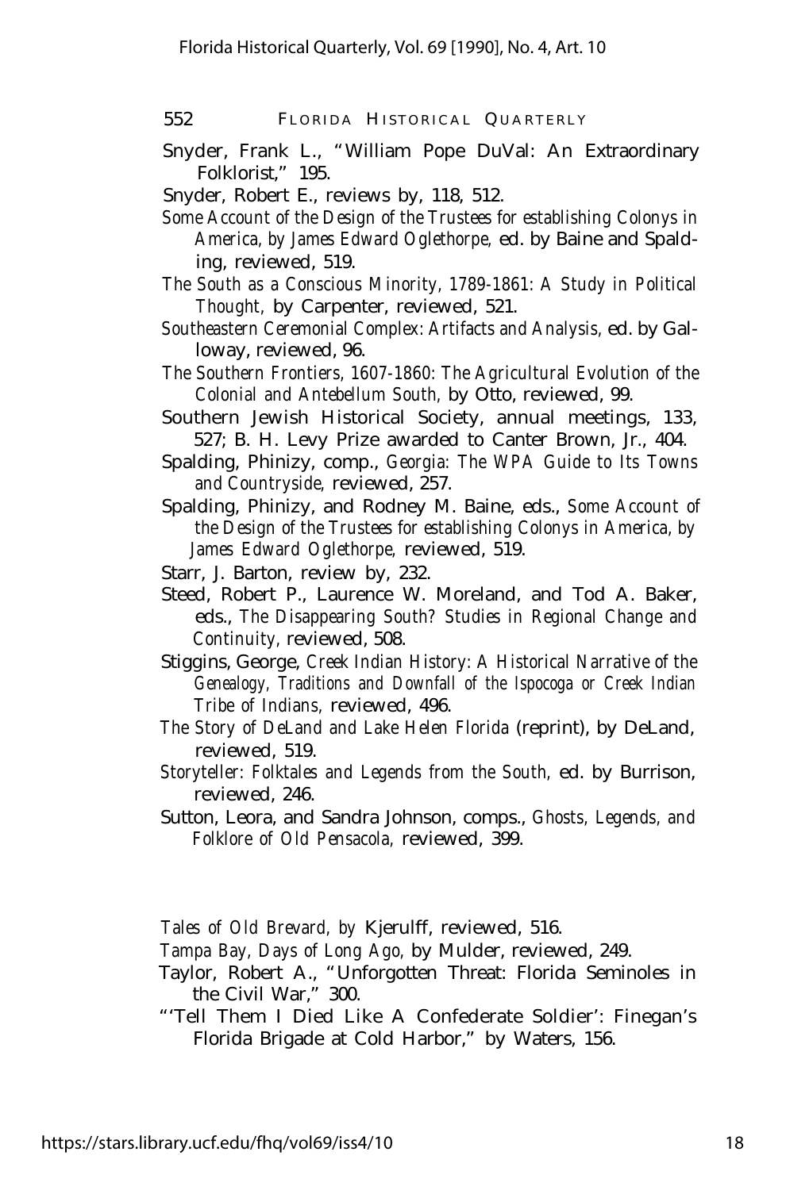Snyder, Frank L., "William Pope DuVal: An Extraordinary Folklorist," 195.

Snyder, Robert E., reviews by, 118, 512.

*Some Account of the Design of the Trustees for establishing Colonys in America, by James Edward Oglethorpe,* ed. by Baine and Spalding, reviewed, 519.

*The South as a Conscious Minority, 1789-1861: A Study in Political Thought,* by Carpenter, reviewed, 521.

*Southeastern Ceremonial Complex: Artifacts and Analysis,* ed. by Galloway, reviewed, 96.

*The Southern Frontiers, 1607-1860: The Agricultural Evolution of the Colonial and Antebellum South,* by Otto, reviewed, 99.

Southern Jewish Historical Society, annual meetings, 133, 527; B. H. Levy Prize awarded to Canter Brown, Jr., 404.

Spalding, Phinizy, comp., *Georgia: The WPA Guide to Its Towns and Countryside,* reviewed, 257.

Spalding, Phinizy, and Rodney M. Baine, eds., *Some Account of the Design of the Trustees for establishing Colonys in America, by James Edward Oglethorpe,* reviewed, 519.

Starr, J. Barton, review by, 232.

Steed, Robert P., Laurence W. Moreland, and Tod A. Baker, eds., *The Disappearing South? Studies in Regional Change and Continuity,* reviewed, 508.

Stiggins, George, *Creek Indian History: A Historical Narrative of the Genealogy, Traditions and Downfall of the Ispocoga or Creek Indian Tribe of Indians,* reviewed, 496.

*The Story of DeLand and Lake Helen Florida* (reprint), by DeLand, reviewed, 519.

*Storyteller: Folktales and Legends from the South,* ed. by Burrison, reviewed, 246.

Sutton, Leora, and Sandra Johnson, comps., *Ghosts, Legends, and Folklore of Old Pensacola,* reviewed, 399.

*Tales of Old Brevard, by* Kjerulff, reviewed, 516.

*Tampa Bay, Days of Long Ago,* by Mulder, reviewed, 249.

Taylor, Robert A., "Unforgotten Threat: Florida Seminoles in the Civil War," 300.

"'Tell Them I Died Like A Confederate Soldier': Finegan's Florida Brigade at Cold Harbor," by Waters, 156.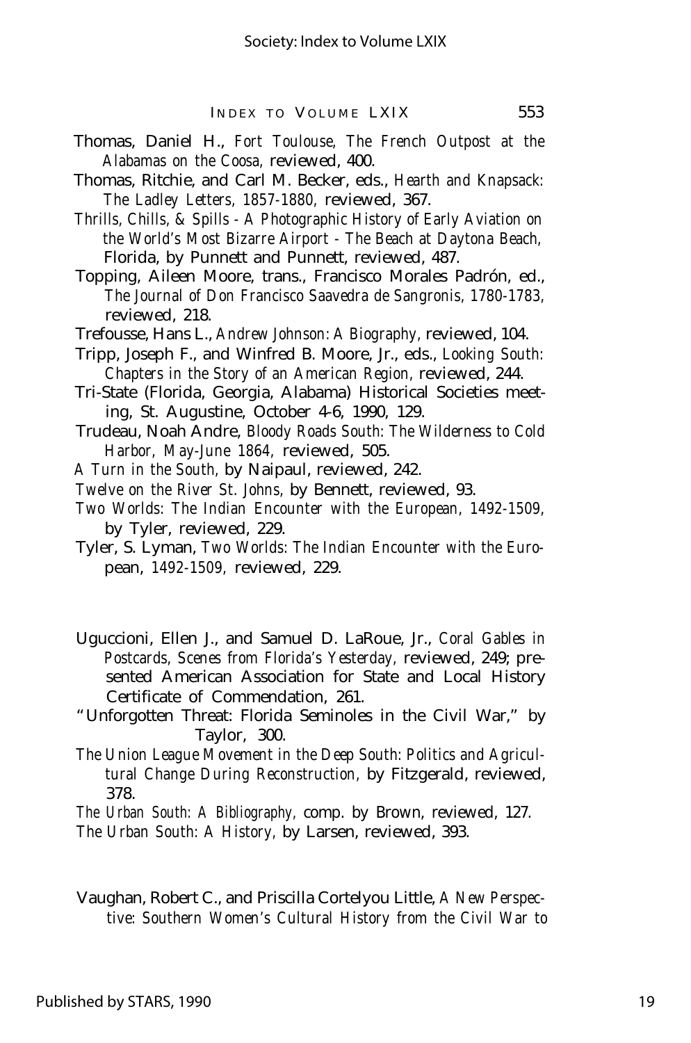Thomas, Daniel H., *Fort Toulouse, The French Outpost at the Alabamas on the Coosa,* reviewed, 400.

Thomas, Ritchie, and Carl M. Becker, eds., *Hearth and Knapsack: The Ladley Letters, 1857-1880,* reviewed, 367.

*Thrills, Chills, & Spills - A Photographic History of Early Aviation on the World's Most Bizarre Airport - The Beach at Daytona Beach,* Florida, by Punnett and Punnett, reviewed, 487.

Topping, Aileen Moore, trans., Francisco Morales Padrón, ed., *The Journal of Don Francisco Saavedra de Sangronis, 1780-1783,* reviewed, 218.

Trefousse, Hans L., *Andrew Johnson: A Biography,* reviewed, 104.

Tripp, Joseph F., and Winfred B. Moore, Jr., eds., *Looking South: Chapters in the Story of an American Region,* reviewed, 244.

Tri-State (Florida, Georgia, Alabama) Historical Societies meeting, St. Augustine, October 4-6, 1990, 129.

Trudeau, Noah Andre, *Bloody Roads South: The Wilderness to Cold Harbor, May-June 1864,* reviewed, 505.

*A Turn in the South,* by Naipaul, reviewed, 242.

*Twelve on the River St. Johns,* by Bennett, reviewed, 93.

*Two Worlds: The Indian Encounter with the European, 1492-1509,* by Tyler, reviewed, 229.

Tyler, S. Lyman, *Two Worlds: The Indian Encounter with the European, 1492-1509,* reviewed, 229.

Uguccioni, Ellen J., and Samuel D. LaRoue, Jr., *Coral Gables in Postcards, Scenes from Florida's Yesterday,* reviewed, 249; presented American Association for State and Local History Certificate of Commendation, 261.

"Unforgotten Threat: Florida Seminoles in the Civil War," by Taylor, 300.

*The Union League Movement in the Deep South: Politics and Agricultural Change During Reconstruction,* by Fitzgerald, reviewed, 378.

*The Urban South: A Bibliography,* comp. by Brown, reviewed, 127.

*The Urban South: A History,* by Larsen, reviewed, 393.

Vaughan, Robert C., and Priscilla Cortelyou Little, *A New Perspective: Southern Women's Cultural History from the Civil War to*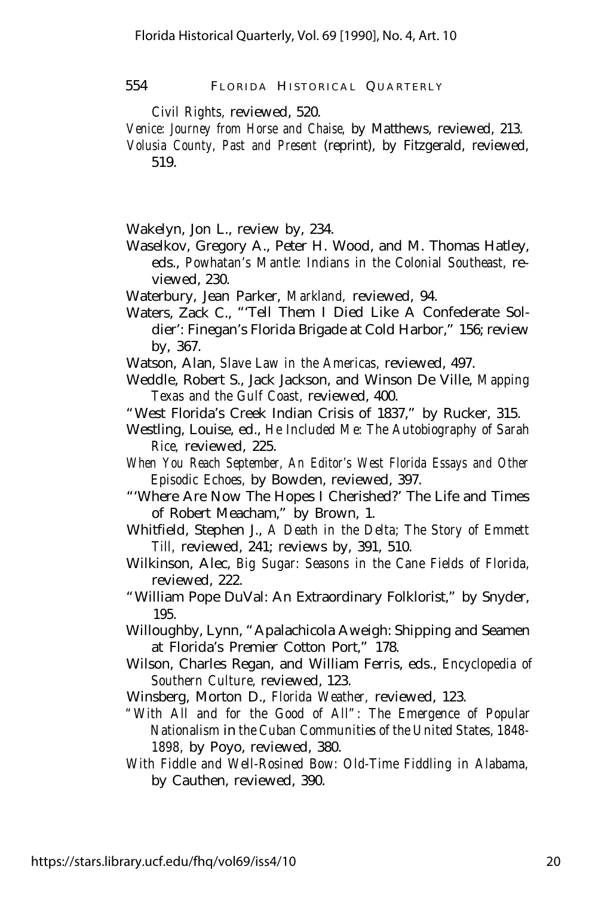*Civil Rights,* reviewed, 520.

*Venice: Journey from Horse and Chaise,* by Matthews, reviewed, 213.

*Volusia County, Past and Present* (reprint), by Fitzgerald, reviewed, 519.

Wakelyn, Jon L., review by, 234.

Waselkov, Gregory A., Peter H. Wood, and M. Thomas Hatley, eds., *Powhatan's Mantle: Indians in the Colonial Southeast,* reviewed, 230.

Waterbury, Jean Parker, *Markland,* reviewed, 94.

Waters, Zack C., "'Tell Them I Died Like A Confederate Soldier': Finegan's Florida Brigade at Cold Harbor," 156; review by, 367.

Watson, Alan, *Slave Law in the Americas,* reviewed, 497.

Weddle, Robert S., Jack Jackson, and Winson De Ville, *Mapping Texas and the Gulf Coast,* reviewed, 400.

"West Florida's Creek Indian Crisis of 1837," by Rucker, 315.

Westling, Louise, ed., *He Included Me: The Autobiography of Sarah Rice,* reviewed, 225.

*When You Reach September, An Editor's West Florida Essays and Other Episodic Echoes,* by Bowden, reviewed, 397.

"'Where Are Now The Hopes I Cherished?' The Life and Times of Robert Meacham," by Brown, 1.

Whitfield, Stephen J., *A Death in the Delta; The Story of Emmett Till,* reviewed, 241; reviews by, 391, 510.

Wilkinson, Alec, *Big Sugar: Seasons in the Cane Fields of Florida,* reviewed, 222.

"William Pope DuVal: An Extraordinary Folklorist," by Snyder, 195.

Willoughby, Lynn, "Apalachicola Aweigh: Shipping and Seamen at Florida's Premier Cotton Port," 178.

Wilson, Charles Regan, and William Ferris, eds., *Encyclopedia of Southern Culture,* reviewed, 123.

Winsberg, Morton D., *Florida Weather,* reviewed, 123.

*"With All and for the Good of All": The Emergence of Popular Nationalism* in *the Cuban Communities of the United States, 1848-1898,* by Poyo, reviewed, 380.

*With Fiddle and Well-Rosined Bow: Old-Time Fiddling in Alabama,* by Cauthen, reviewed, 390.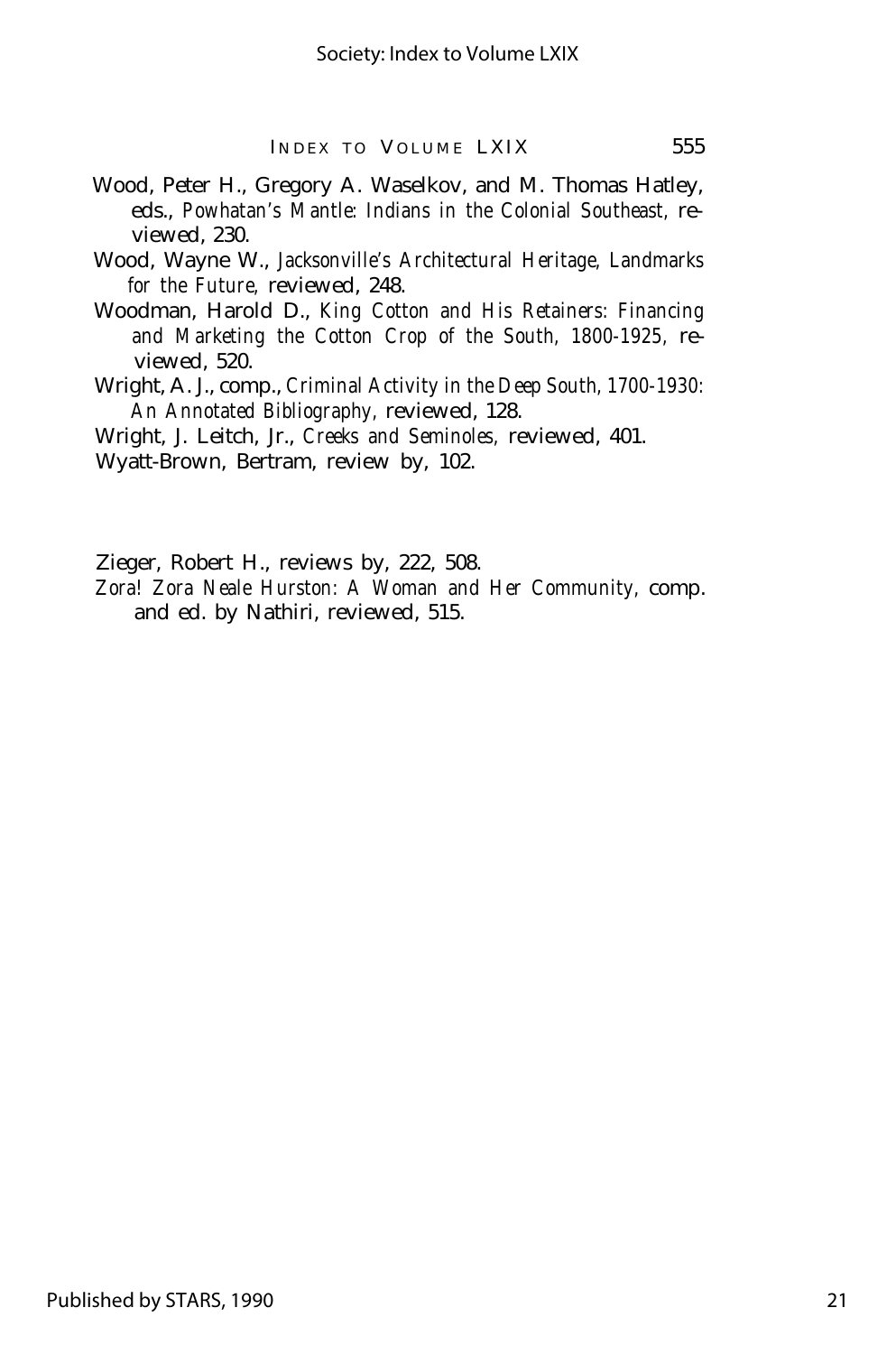Wood, Peter H., Gregory A. Waselkov, and M. Thomas Hatley, eds., *Powhatan's Mantle: Indians in the Colonial Southeast,* reviewed, 230.

Wood, Wayne W., *Jacksonville's Architectural Heritage, Landmarks for the Future,* reviewed, 248.

Woodman, Harold D., *King Cotton and His Retainers: Financing and Marketing the Cotton Crop of the South, 1800-1925,* reviewed, 520.

Wright, A. J., comp., *Criminal Activity in the Deep South, 1700-1930: An Annotated Bibliography,* reviewed, 128.

Wright, J. Leitch, Jr., *Creeks and Seminoles,* reviewed, 401.

Wyatt-Brown, Bertram, review by, 102.

Zieger, Robert H., reviews by, 222, 508.

*Zora! Zora Neale Hurston: A Woman and Her Community,* comp. and ed. by Nathiri, reviewed, 515.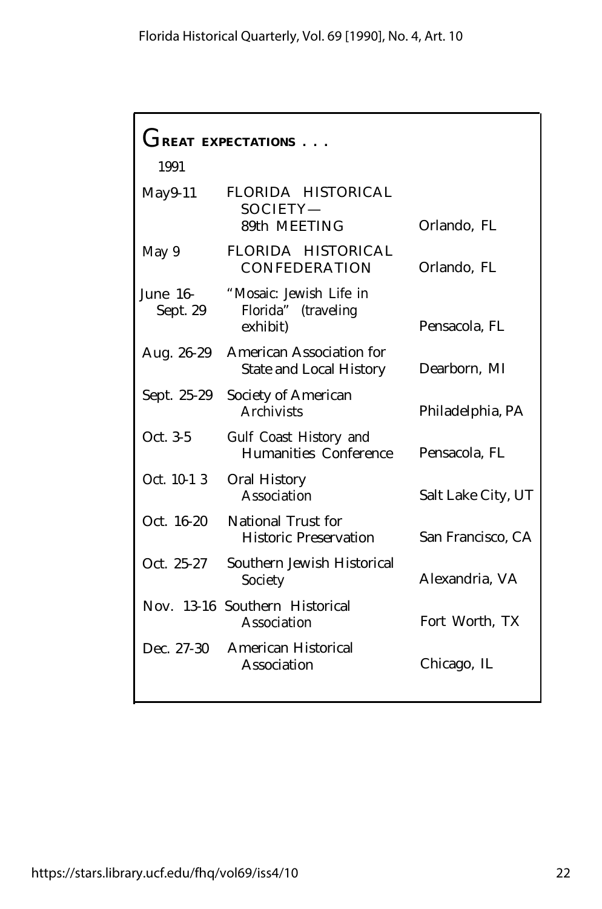## GREAT EXPECTATIONS . . .

1991

| | | |
|---|---|---|
| May 9-11 | FLORIDA HISTORICAL SOCIETY— 89th MEETING | Orlando, FL |
| May 9 | FLORIDA HISTORICAL CONFEDERATION | Orlando, FL |
| June 16-Sept. 29 | "Mosaic: Jewish Life in Florida" (traveling exhibit) | Pensacola, FL |
| Aug. 26-29 | American Association for State and Local History | Dearborn, MI |
| Sept. 25-29 | Society of American Archivists | Philadelphia, PA |
| Oct. 3-5 | Gulf Coast History and Humanities Conference | Pensacola, FL |
| Oct. 10-13 | Oral History Association | Salt Lake City, UT |
| Oct. 16-20 | National Trust for Historic Preservation | San Francisco, CA |
| Oct. 25-27 | Southern Jewish Historical Society | Alexandria, VA |
| Nov. 13-16 | Southern Historical Association | Fort Worth, TX |
| Dec. 27-30 | American Historical Association | Chicago, IL |